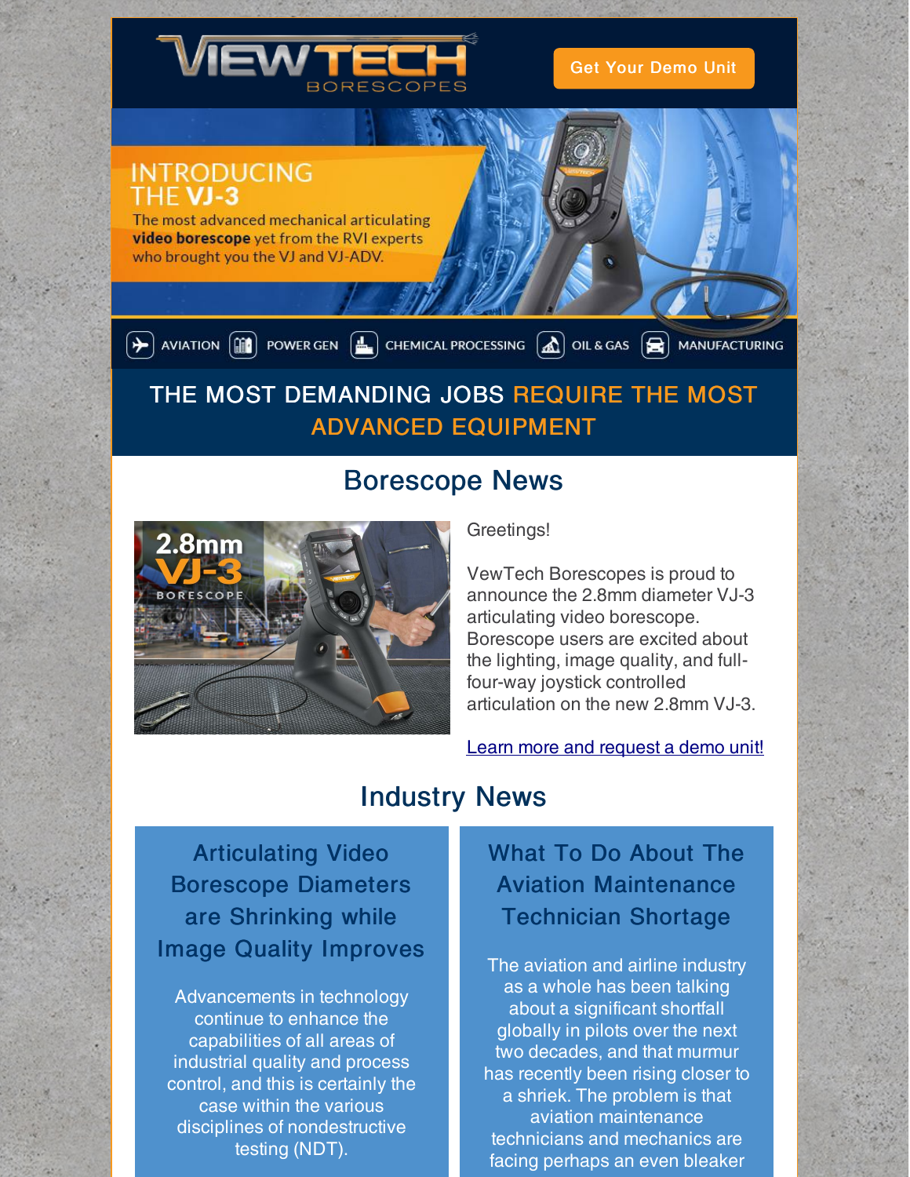VIEWTECH BORESCOPES

Get Your Demo Unit

INTRODUCING THE **VJ-3**

The most advanced mechanical articulating **video borescope** yet from the RVI experts who brought you the VJ and VJ-ADV.

AVIATION | POWER GEN | CHEMICAL PROCESSING | OIL & GAS | MANUFACTURING

## THE MOST DEMANDING JOBS REQUIRE THE MOST ADVANCED EQUIPMENT

## Borescope News

2.8mm VJ-3 BORESCOPE

Greetings!

VewTech Borescopes is proud to announce the 2.8mm diameter VJ-3 articulating video borescope. Borescope users are excited about the lighting, image quality, and full-four-way joystick controlled articulation on the new 2.8mm VJ-3.

Learn more and request a demo unit!

## Industry News

### Articulating Video Borescope Diameters are Shrinking while Image Quality Improves

Advancements in technology continue to enhance the capabilities of all areas of industrial quality and process control, and this is certainly the case within the various disciplines of nondestructive testing (NDT).

### What To Do About The Aviation Maintenance Technician Shortage

The aviation and airline industry as a whole has been talking about a significant shortfall globally in pilots over the next two decades, and that murmur has recently been rising closer to a shriek. The problem is that aviation maintenance technicians and mechanics are facing perhaps an even bleaker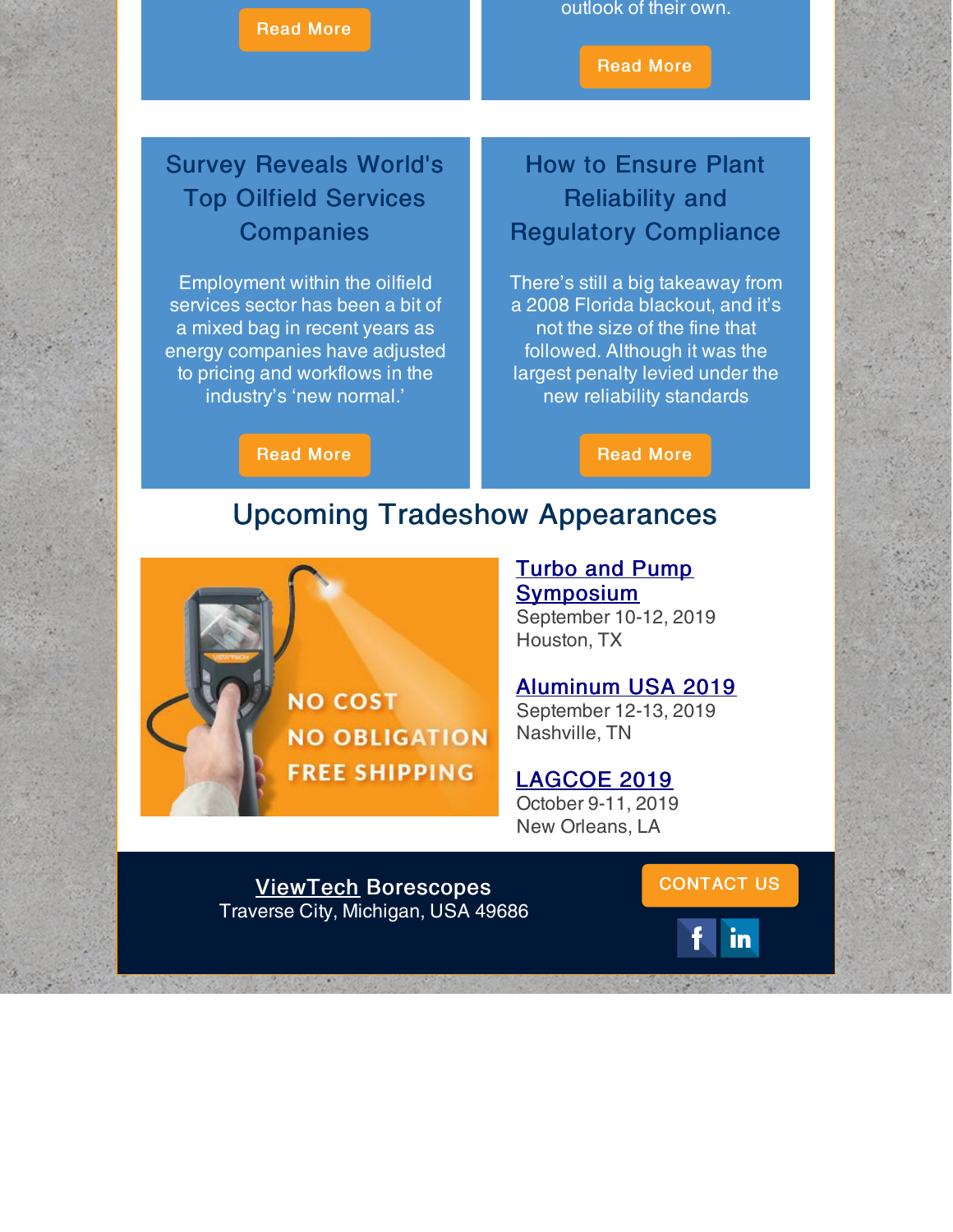outlook of their own.

Read More

Read More

## Survey Reveals World's Top Oilfield Services Companies

Employment within the oilfield services sector has been a bit of a mixed bag in recent years as energy companies have adjusted to pricing and workflows in the industry's 'new normal.'

Read More

## How to Ensure Plant Reliability and Regulatory Compliance

There's still a big takeaway from a 2008 Florida blackout, and it's not the size of the fine that followed. Although it was the largest penalty levied under the new reliability standards

Read More

## Upcoming Tradeshow Appearances

NO COST
NO OBLIGATION
FREE SHIPPING

**Turbo and Pump Symposium**
September 10-12, 2019
Houston, TX

**Aluminum USA 2019**
September 12-13, 2019
Nashville, TN

**LAGCOE 2019**
October 9-11, 2019
New Orleans, LA

**ViewTech Borescopes**
Traverse City, Michigan, USA 49686

CONTACT US